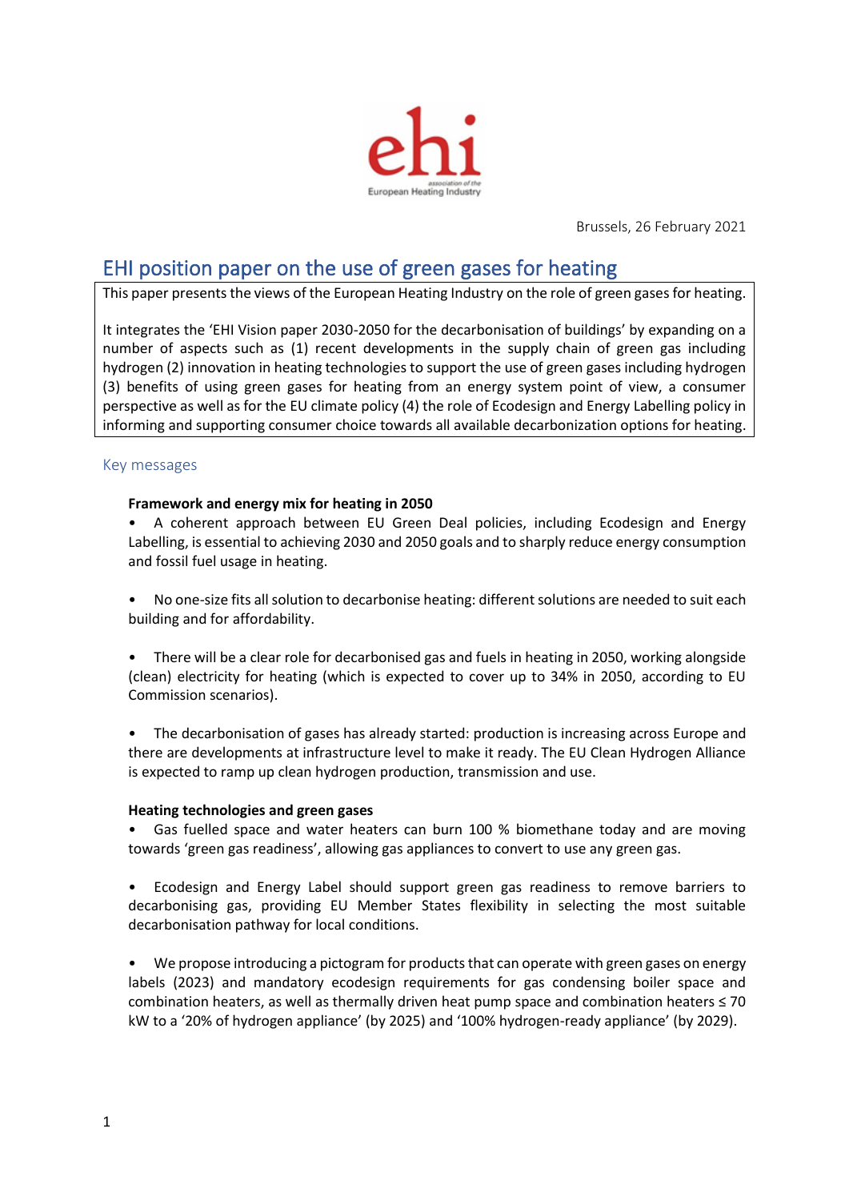ehi

European Heating Industry

Brussels, 26 February 2021

# EHI position paper on the use of green gases for heating

This paper presents the views of the European Heating Industry on the role of green gases for heating.

It integrates the 'EHI Vision paper 2030-2050 for the decarbonisation of buildings' by expanding on a number of aspects such as (1) recent developments in the supply chain of green gas including hydrogen (2) innovation in heating technologies to support the use of green gases including hydrogen (3) benefits of using green gases for heating from an energy system point of view, a consumer perspective as well as for the EU climate policy (4) the role of Ecodesign and Energy Labelling policy in informing and supporting consumer choice towards all available decarbonization options for heating.

## Key messages

**Framework and energy mix for heating in 2050**

- A coherent approach between EU Green Deal policies, including Ecodesign and Energy Labelling, is essential to achieving 2030 and 2050 goals and to sharply reduce energy consumption and fossil fuel usage in heating.

- No one-size fits all solution to decarbonise heating: different solutions are needed to suit each building and for affordability.

- There will be a clear role for decarbonised gas and fuels in heating in 2050, working alongside (clean) electricity for heating (which is expected to cover up to 34% in 2050, according to EU Commission scenarios).

- The decarbonisation of gases has already started: production is increasing across Europe and there are developments at infrastructure level to make it ready. The EU Clean Hydrogen Alliance is expected to ramp up clean hydrogen production, transmission and use.

**Heating technologies and green gases**

- Gas fuelled space and water heaters can burn 100 % biomethane today and are moving towards 'green gas readiness', allowing gas appliances to convert to use any green gas.

- Ecodesign and Energy Label should support green gas readiness to remove barriers to decarbonising gas, providing EU Member States flexibility in selecting the most suitable decarbonisation pathway for local conditions.

- We propose introducing a pictogram for products that can operate with green gases on energy labels (2023) and mandatory ecodesign requirements for gas condensing boiler space and combination heaters, as well as thermally driven heat pump space and combination heaters ≤ 70 kW to a '20% of hydrogen appliance' (by 2025) and '100% hydrogen-ready appliance' (by 2029).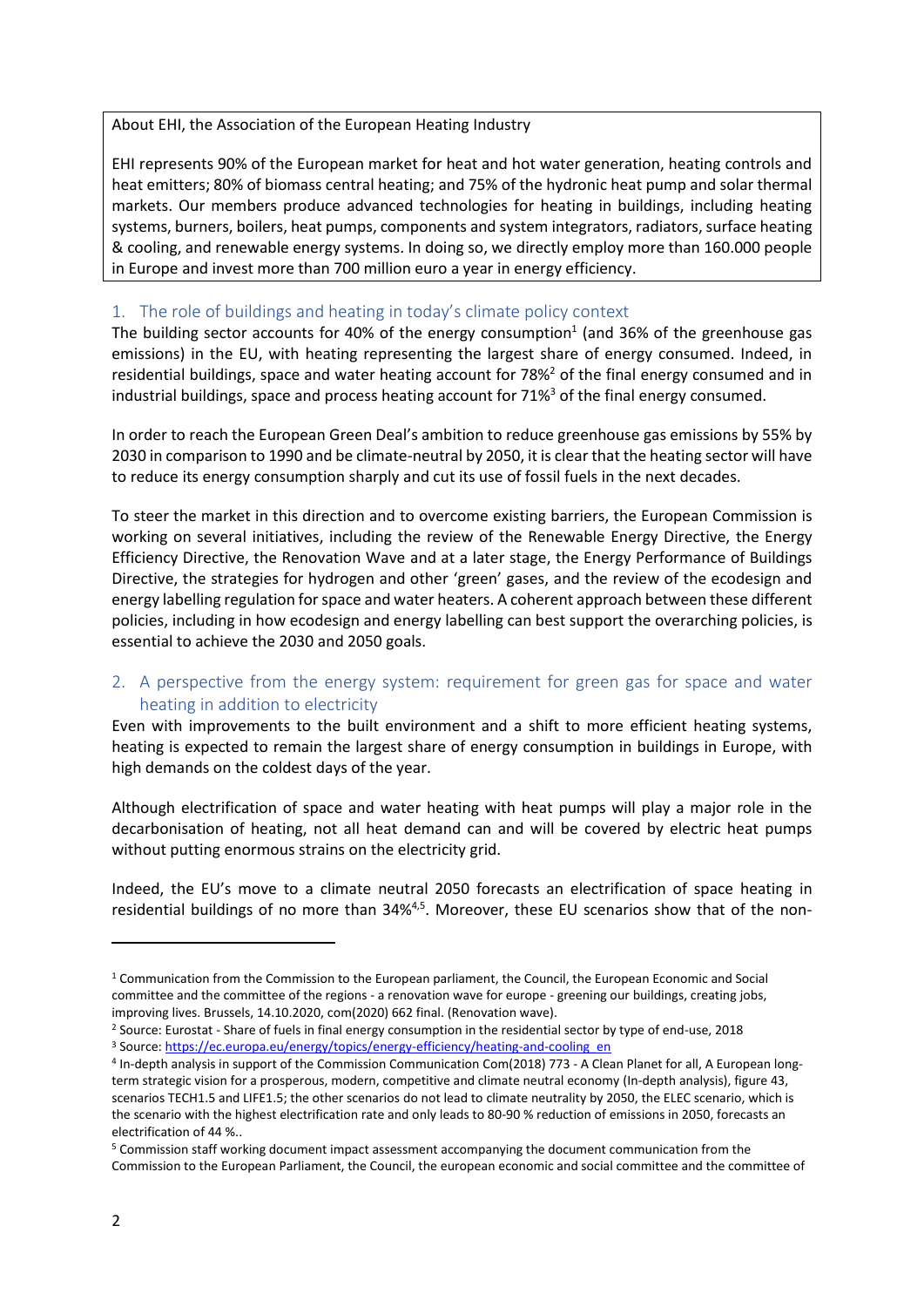About EHI, the Association of the European Heating Industry

EHI represents 90% of the European market for heat and hot water generation, heating controls and heat emitters; 80% of biomass central heating; and 75% of the hydronic heat pump and solar thermal markets. Our members produce advanced technologies for heating in buildings, including heating systems, burners, boilers, heat pumps, components and system integrators, radiators, surface heating & cooling, and renewable energy systems. In doing so, we directly employ more than 160.000 people in Europe and invest more than 700 million euro a year in energy efficiency.

## 1. The role of buildings and heating in today's climate policy context

The building sector accounts for 40% of the energy consumption[1] (and 36% of the greenhouse gas emissions) in the EU, with heating representing the largest share of energy consumed. Indeed, in residential buildings, space and water heating account for 78%[2] of the final energy consumed and in industrial buildings, space and process heating account for 71%[3] of the final energy consumed.

In order to reach the European Green Deal's ambition to reduce greenhouse gas emissions by 55% by 2030 in comparison to 1990 and be climate-neutral by 2050, it is clear that the heating sector will have to reduce its energy consumption sharply and cut its use of fossil fuels in the next decades.

To steer the market in this direction and to overcome existing barriers, the European Commission is working on several initiatives, including the review of the Renewable Energy Directive, the Energy Efficiency Directive, the Renovation Wave and at a later stage, the Energy Performance of Buildings Directive, the strategies for hydrogen and other 'green' gases, and the review of the ecodesign and energy labelling regulation for space and water heaters. A coherent approach between these different policies, including in how ecodesign and energy labelling can best support the overarching policies, is essential to achieve the 2030 and 2050 goals.

## 2. A perspective from the energy system: requirement for green gas for space and water heating in addition to electricity

Even with improvements to the built environment and a shift to more efficient heating systems, heating is expected to remain the largest share of energy consumption in buildings in Europe, with high demands on the coldest days of the year.

Although electrification of space and water heating with heat pumps will play a major role in the decarbonisation of heating, not all heat demand can and will be covered by electric heat pumps without putting enormous strains on the electricity grid.

Indeed, the EU's move to a climate neutral 2050 forecasts an electrification of space heating in residential buildings of no more than 34%[4,5]. Moreover, these EU scenarios show that of the non-

---

[1] Communication from the Commission to the European parliament, the Council, the European Economic and Social committee and the committee of the regions - a renovation wave for europe - greening our buildings, creating jobs, improving lives. Brussels, 14.10.2020, com(2020) 662 final. (Renovation wave).

[2] Source: Eurostat - Share of fuels in final energy consumption in the residential sector by type of end-use, 2018

[3] Source: https://ec.europa.eu/energy/topics/energy-efficiency/heating-and-cooling_en

[4] In-depth analysis in support of the Commission Communication Com(2018) 773 - A Clean Planet for all, A European long-term strategic vision for a prosperous, modern, competitive and climate neutral economy (In-depth analysis), figure 43, scenarios TECH1.5 and LIFE1.5; the other scenarios do not lead to climate neutrality by 2050, the ELEC scenario, which is the scenario with the highest electrification rate and only leads to 80-90 % reduction of emissions in 2050, forecasts an electrification of 44 %..

[5] Commission staff working document impact assessment accompanying the document communication from the Commission to the European Parliament, the Council, the european economic and social committee and the committee of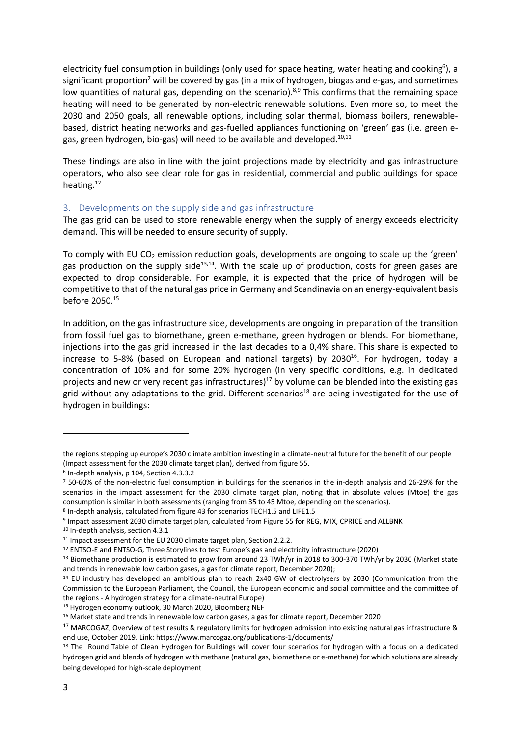electricity fuel consumption in buildings (only used for space heating, water heating and cooking[6]), a significant proportion[7] will be covered by gas (in a mix of hydrogen, biogas and e-gas, and sometimes low quantities of natural gas, depending on the scenario).[8,9] This confirms that the remaining space heating will need to be generated by non-electric renewable solutions. Even more so, to meet the 2030 and 2050 goals, all renewable options, including solar thermal, biomass boilers, renewable-based, district heating networks and gas-fuelled appliances functioning on 'green' gas (i.e. green e-gas, green hydrogen, bio-gas) will need to be available and developed.[10,11]

These findings are also in line with the joint projections made by electricity and gas infrastructure operators, who also see clear role for gas in residential, commercial and public buildings for space heating.[12]

## 3. Developments on the supply side and gas infrastructure

The gas grid can be used to store renewable energy when the supply of energy exceeds electricity demand. This will be needed to ensure security of supply.

To comply with EU $CO_2$ emission reduction goals, developments are ongoing to scale up the 'green' gas production on the supply side[13,14]. With the scale up of production, costs for green gases are expected to drop considerable. For example, it is expected that the price of hydrogen will be competitive to that of the natural gas price in Germany and Scandinavia on an energy-equivalent basis before 2050.[15]

In addition, on the gas infrastructure side, developments are ongoing in preparation of the transition from fossil fuel gas to biomethane, green e-methane, green hydrogen or blends. For biomethane, injections into the gas grid increased in the last decades to a 0,4% share. This share is expected to increase to 5-8% (based on European and national targets) by 2030[16]. For hydrogen, today a concentration of 10% and for some 20% hydrogen (in very specific conditions, e.g. in dedicated projects and new or very recent gas infrastructures)[17] by volume can be blended into the existing gas grid without any adaptations to the grid. Different scenarios[18] are being investigated for the use of hydrogen in buildings:

---

the regions stepping up europe's 2030 climate ambition investing in a climate-neutral future for the benefit of our people (Impact assessment for the 2030 climate target plan), derived from figure 55.

[6] In-depth analysis, p 104, Section 4.3.3.2

[7] 50-60% of the non-electric fuel consumption in buildings for the scenarios in the in-depth analysis and 26-29% for the scenarios in the impact assessment for the 2030 climate target plan, noting that in absolute values (Mtoe) the gas consumption is similar in both assessments (ranging from 35 to 45 Mtoe, depending on the scenarios).

[8] In-depth analysis, calculated from figure 43 for scenarios TECH1.5 and LIFE1.5

[9] Impact assessment 2030 climate target plan, calculated from Figure 55 for REG, MIX, CPRICE and ALLBNK

[10] In-depth analysis, section 4.3.1

[11] Impact assessment for the EU 2030 climate target plan, Section 2.2.2.

[12] ENTSO-E and ENTSO-G, Three Storylines to test Europe's gas and electricity infrastructure (2020)

[13] Biomethane production is estimated to grow from around 23 TWh/yr in 2018 to 300-370 TWh/yr by 2030 (Market state and trends in renewable low carbon gases, a gas for climate report, December 2020);

[14] EU industry has developed an ambitious plan to reach 2x40 GW of electrolysers by 2030 (Communication from the Commission to the European Parliament, the Council, the European economic and social committee and the committee of the regions - A hydrogen strategy for a climate-neutral Europe)

[15] Hydrogen economy outlook, 30 March 2020, Bloomberg NEF

[16] Market state and trends in renewable low carbon gases, a gas for climate report, December 2020

[17] MARCOGAZ, Overview of test results & regulatory limits for hydrogen admission into existing natural gas infrastructure & end use, October 2019. Link: https://www.marcogaz.org/publications-1/documents/

[18] The Round Table of Clean Hydrogen for Buildings will cover four scenarios for hydrogen with a focus on a dedicated hydrogen grid and blends of hydrogen with methane (natural gas, biomethane or e-methane) for which solutions are already being developed for high-scale deployment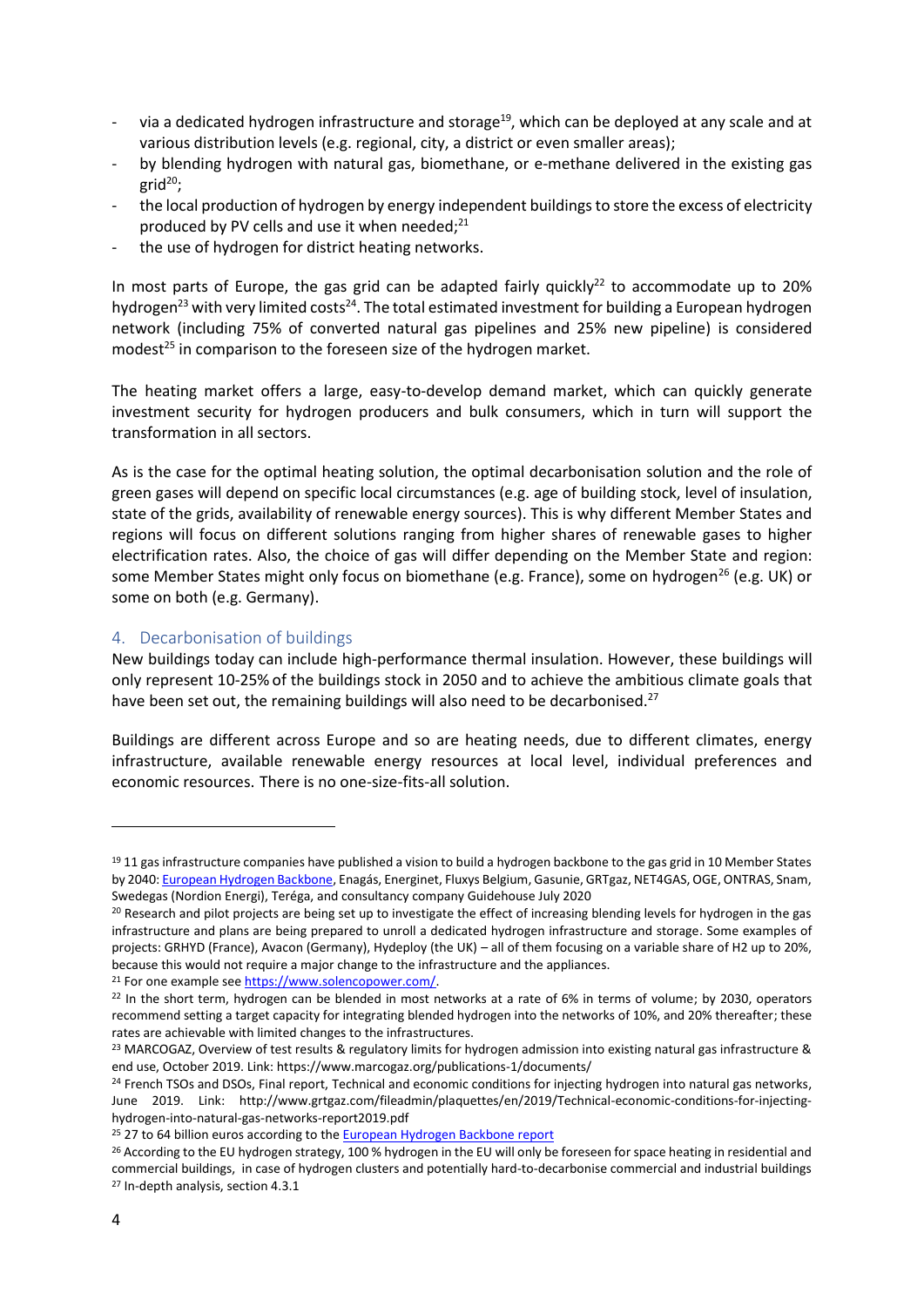- via a dedicated hydrogen infrastructure and storage[19], which can be deployed at any scale and at various distribution levels (e.g. regional, city, a district or even smaller areas);
- by blending hydrogen with natural gas, biomethane, or e-methane delivered in the existing gas grid[20];
- the local production of hydrogen by energy independent buildings to store the excess of electricity produced by PV cells and use it when needed;[21]
- the use of hydrogen for district heating networks.

In most parts of Europe, the gas grid can be adapted fairly quickly[22] to accommodate up to 20% hydrogen[23] with very limited costs[24]. The total estimated investment for building a European hydrogen network (including 75% of converted natural gas pipelines and 25% new pipeline) is considered modest[25] in comparison to the foreseen size of the hydrogen market.

The heating market offers a large, easy-to-develop demand market, which can quickly generate investment security for hydrogen producers and bulk consumers, which in turn will support the transformation in all sectors.

As is the case for the optimal heating solution, the optimal decarbonisation solution and the role of green gases will depend on specific local circumstances (e.g. age of building stock, level of insulation, state of the grids, availability of renewable energy sources). This is why different Member States and regions will focus on different solutions ranging from higher shares of renewable gases to higher electrification rates. Also, the choice of gas will differ depending on the Member State and region: some Member States might only focus on biomethane (e.g. France), some on hydrogen[26] (e.g. UK) or some on both (e.g. Germany).

## 4. Decarbonisation of buildings

New buildings today can include high-performance thermal insulation. However, these buildings will only represent 10-25% of the buildings stock in 2050 and to achieve the ambitious climate goals that have been set out, the remaining buildings will also need to be decarbonised.[27]

Buildings are different across Europe and so are heating needs, due to different climates, energy infrastructure, available renewable energy resources at local level, individual preferences and economic resources. There is no one-size-fits-all solution.

---

[19] 11 gas infrastructure companies have published a vision to build a hydrogen backbone to the gas grid in 10 Member States by 2040: European Hydrogen Backbone, Enagás, Energinet, Fluxys Belgium, Gasunie, GRTgaz, NET4GAS, OGE, ONTRAS, Snam, Swedegas (Nordion Energi), Teréga, and consultancy company Guidehouse July 2020

[20] Research and pilot projects are being set up to investigate the effect of increasing blending levels for hydrogen in the gas infrastructure and plans are being prepared to unroll a dedicated hydrogen infrastructure and storage. Some examples of projects: GRHYD (France), Avacon (Germany), Hydeploy (the UK) – all of them focusing on a variable share of H2 up to 20%, because this would not require a major change to the infrastructure and the appliances.

[21] For one example see https://www.solencopower.com/.

[22] In the short term, hydrogen can be blended in most networks at a rate of 6% in terms of volume; by 2030, operators recommend setting a target capacity for integrating blended hydrogen into the networks of 10%, and 20% thereafter; these rates are achievable with limited changes to the infrastructures.

[23] MARCOGAZ, Overview of test results & regulatory limits for hydrogen admission into existing natural gas infrastructure & end use, October 2019. Link: https://www.marcogaz.org/publications-1/documents/

[24] French TSOs and DSOs, Final report, Technical and economic conditions for injecting hydrogen into natural gas networks, June 2019. Link: http://www.grtgaz.com/fileadmin/plaquettes/en/2019/Technical-economic-conditions-for-injecting-hydrogen-into-natural-gas-networks-report2019.pdf

[25] 27 to 64 billion euros according to the European Hydrogen Backbone report

[26] According to the EU hydrogen strategy, 100 % hydrogen in the EU will only be foreseen for space heating in residential and commercial buildings, in case of hydrogen clusters and potentially hard-to-decarbonise commercial and industrial buildings

[27] In-depth analysis, section 4.3.1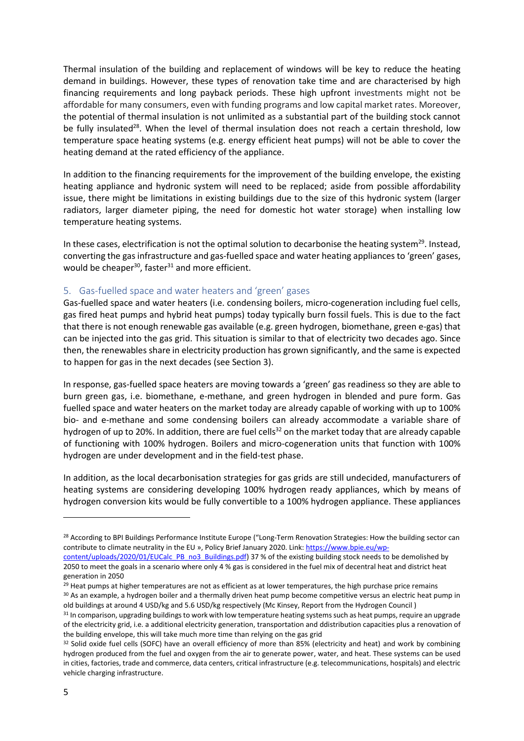Thermal insulation of the building and replacement of windows will be key to reduce the heating demand in buildings. However, these types of renovation take time and are characterised by high financing requirements and long payback periods. These high upfront investments might not be affordable for many consumers, even with funding programs and low capital market rates. Moreover, the potential of thermal insulation is not unlimited as a substantial part of the building stock cannot be fully insulated[28]. When the level of thermal insulation does not reach a certain threshold, low temperature space heating systems (e.g. energy efficient heat pumps) will not be able to cover the heating demand at the rated efficiency of the appliance.

In addition to the financing requirements for the improvement of the building envelope, the existing heating appliance and hydronic system will need to be replaced; aside from possible affordability issue, there might be limitations in existing buildings due to the size of this hydronic system (larger radiators, larger diameter piping, the need for domestic hot water storage) when installing low temperature heating systems.

In these cases, electrification is not the optimal solution to decarbonise the heating system[29]. Instead, converting the gas infrastructure and gas-fuelled space and water heating appliances to 'green' gases, would be cheaper[30], faster[31] and more efficient.

## 5. Gas-fuelled space and water heaters and 'green' gases

Gas-fuelled space and water heaters (i.e. condensing boilers, micro-cogeneration including fuel cells, gas fired heat pumps and hybrid heat pumps) today typically burn fossil fuels. This is due to the fact that there is not enough renewable gas available (e.g. green hydrogen, biomethane, green e-gas) that can be injected into the gas grid. This situation is similar to that of electricity two decades ago. Since then, the renewables share in electricity production has grown significantly, and the same is expected to happen for gas in the next decades (see Section 3).

In response, gas-fuelled space heaters are moving towards a 'green' gas readiness so they are able to burn green gas, i.e. biomethane, e-methane, and green hydrogen in blended and pure form. Gas fuelled space and water heaters on the market today are already capable of working with up to 100% bio- and e-methane and some condensing boilers can already accommodate a variable share of hydrogen of up to 20%. In addition, there are fuel cells[32] on the market today that are already capable of functioning with 100% hydrogen. Boilers and micro-cogeneration units that function with 100% hydrogen are under development and in the field-test phase.

In addition, as the local decarbonisation strategies for gas grids are still undecided, manufacturers of heating systems are considering developing 100% hydrogen ready appliances, which by means of hydrogen conversion kits would be fully convertible to a 100% hydrogen appliance. These appliances

---

[28] According to BPI Buildings Performance Institute Europe ("Long-Term Renovation Strategies: How the building sector can contribute to climate neutrality in the EU », Policy Brief January 2020. Link: https://www.bpie.eu/wp-content/uploads/2020/01/EUCalc_PB_no3_Buildings.pdf) 37 % of the existing building stock needs to be demolished by 2050 to meet the goals in a scenario where only 4 % gas is considered in the fuel mix of decentral heat and district heat generation in 2050

[29] Heat pumps at higher temperatures are not as efficient as at lower temperatures, the high purchase price remains

[30] As an example, a hydrogen boiler and a thermally driven heat pump become competitive versus an electric heat pump in old buildings at around 4 USD/kg and 5.6 USD/kg respectively (Mc Kinsey, Report from the Hydrogen Council )

[31] In comparison, upgrading buildings to work with low temperature heating systems such as heat pumps, require an upgrade of the electricity grid, i.e. a additional electricity generation, transportation and ddistribution capacities plus a renovation of the building envelope, this will take much more time than relying on the gas grid

[32] Solid oxide fuel cells (SOFC) have an overall efficiency of more than 85% (electricity and heat) and work by combining hydrogen produced from the fuel and oxygen from the air to generate power, water, and heat. These systems can be used in cities, factories, trade and commerce, data centers, critical infrastructure (e.g. telecommunications, hospitals) and electric vehicle charging infrastructure.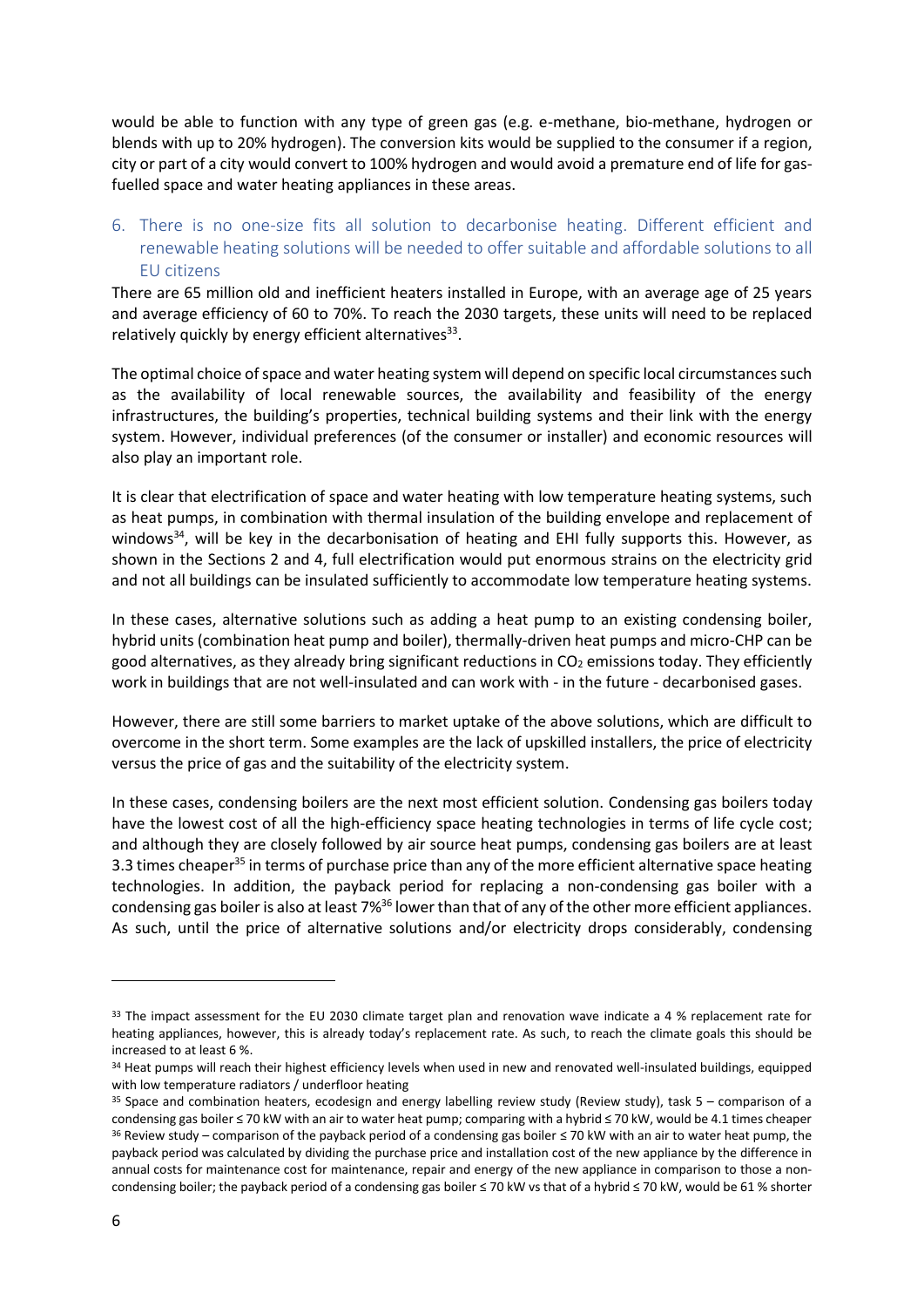would be able to function with any type of green gas (e.g. e-methane, bio-methane, hydrogen or blends with up to 20% hydrogen). The conversion kits would be supplied to the consumer if a region, city or part of a city would convert to 100% hydrogen and would avoid a premature end of life for gas-fuelled space and water heating appliances in these areas.

## 6. There is no one-size fits all solution to decarbonise heating. Different efficient and renewable heating solutions will be needed to offer suitable and affordable solutions to all EU citizens

There are 65 million old and inefficient heaters installed in Europe, with an average age of 25 years and average efficiency of 60 to 70%. To reach the 2030 targets, these units will need to be replaced relatively quickly by energy efficient alternatives[33].

The optimal choice of space and water heating system will depend on specific local circumstances such as the availability of local renewable sources, the availability and feasibility of the energy infrastructures, the building's properties, technical building systems and their link with the energy system. However, individual preferences (of the consumer or installer) and economic resources will also play an important role.

It is clear that electrification of space and water heating with low temperature heating systems, such as heat pumps, in combination with thermal insulation of the building envelope and replacement of windows[34], will be key in the decarbonisation of heating and EHI fully supports this. However, as shown in the Sections 2 and 4, full electrification would put enormous strains on the electricity grid and not all buildings can be insulated sufficiently to accommodate low temperature heating systems.

In these cases, alternative solutions such as adding a heat pump to an existing condensing boiler, hybrid units (combination heat pump and boiler), thermally-driven heat pumps and micro-CHP can be good alternatives, as they already bring significant reductions in $CO_2$ emissions today. They efficiently work in buildings that are not well-insulated and can work with - in the future - decarbonised gases.

However, there are still some barriers to market uptake of the above solutions, which are difficult to overcome in the short term. Some examples are the lack of upskilled installers, the price of electricity versus the price of gas and the suitability of the electricity system.

In these cases, condensing boilers are the next most efficient solution. Condensing gas boilers today have the lowest cost of all the high-efficiency space heating technologies in terms of life cycle cost; and although they are closely followed by air source heat pumps, condensing gas boilers are at least 3.3 times cheaper[35] in terms of purchase price than any of the more efficient alternative space heating technologies. In addition, the payback period for replacing a non-condensing gas boiler with a condensing gas boiler is also at least 7%[36] lower than that of any of the other more efficient appliances. As such, until the price of alternative solutions and/or electricity drops considerably, condensing

---

[33] The impact assessment for the EU 2030 climate target plan and renovation wave indicate a 4 % replacement rate for heating appliances, however, this is already today's replacement rate. As such, to reach the climate goals this should be increased to at least 6 %.

[34] Heat pumps will reach their highest efficiency levels when used in new and renovated well-insulated buildings, equipped with low temperature radiators / underfloor heating

[35] Space and combination heaters, ecodesign and energy labelling review study (Review study), task 5 – comparison of a condensing gas boiler ≤ 70 kW with an air to water heat pump; comparing with a hybrid ≤ 70 kW, would be 4.1 times cheaper

[36] Review study – comparison of the payback period of a condensing gas boiler ≤ 70 kW with an air to water heat pump, the payback period was calculated by dividing the purchase price and installation cost of the new appliance by the difference in annual costs for maintenance cost for maintenance, repair and energy of the new appliance in comparison to those a non-condensing boiler; the payback period of a condensing gas boiler ≤ 70 kW vs that of a hybrid ≤ 70 kW, would be 61 % shorter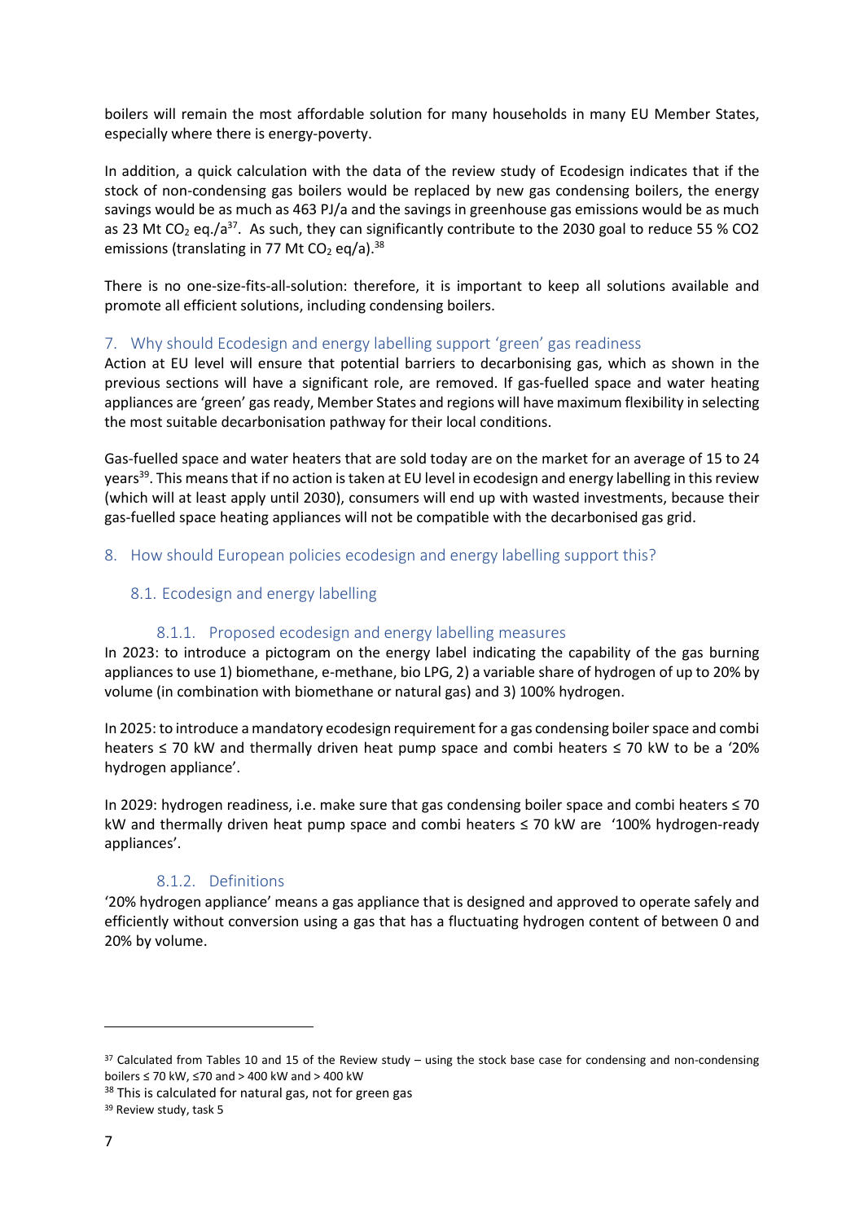boilers will remain the most affordable solution for many households in many EU Member States, especially where there is energy-poverty.

In addition, a quick calculation with the data of the review study of Ecodesign indicates that if the stock of non-condensing gas boilers would be replaced by new gas condensing boilers, the energy savings would be as much as 463 PJ/a and the savings in greenhouse gas emissions would be as much as 23 Mt $CO_2$ eq./a[37]. As such, they can significantly contribute to the 2030 goal to reduce 55 % CO2 emissions (translating in 77 Mt $CO_2$ eq/a).[38]

There is no one-size-fits-all-solution: therefore, it is important to keep all solutions available and promote all efficient solutions, including condensing boilers.

## 7. Why should Ecodesign and energy labelling support 'green' gas readiness

Action at EU level will ensure that potential barriers to decarbonising gas, which as shown in the previous sections will have a significant role, are removed. If gas-fuelled space and water heating appliances are 'green' gas ready, Member States and regions will have maximum flexibility in selecting the most suitable decarbonisation pathway for their local conditions.

Gas-fuelled space and water heaters that are sold today are on the market for an average of 15 to 24 years[39]. This means that if no action is taken at EU level in ecodesign and energy labelling in this review (which will at least apply until 2030), consumers will end up with wasted investments, because their gas-fuelled space heating appliances will not be compatible with the decarbonised gas grid.

## 8. How should European policies ecodesign and energy labelling support this?

### 8.1. Ecodesign and energy labelling

#### 8.1.1. Proposed ecodesign and energy labelling measures

In 2023: to introduce a pictogram on the energy label indicating the capability of the gas burning appliances to use 1) biomethane, e-methane, bio LPG, 2) a variable share of hydrogen of up to 20% by volume (in combination with biomethane or natural gas) and 3) 100% hydrogen.

In 2025: to introduce a mandatory ecodesign requirement for a gas condensing boiler space and combi heaters ≤ 70 kW and thermally driven heat pump space and combi heaters ≤ 70 kW to be a '20% hydrogen appliance'.

In 2029: hydrogen readiness, i.e. make sure that gas condensing boiler space and combi heaters ≤ 70 kW and thermally driven heat pump space and combi heaters ≤ 70 kW are '100% hydrogen-ready appliances'.

#### 8.1.2. Definitions

'20% hydrogen appliance' means a gas appliance that is designed and approved to operate safely and efficiently without conversion using a gas that has a fluctuating hydrogen content of between 0 and 20% by volume.

---

[37] Calculated from Tables 10 and 15 of the Review study – using the stock base case for condensing and non-condensing boilers ≤ 70 kW, ≤70 and > 400 kW and > 400 kW

[38] This is calculated for natural gas, not for green gas

[39] Review study, task 5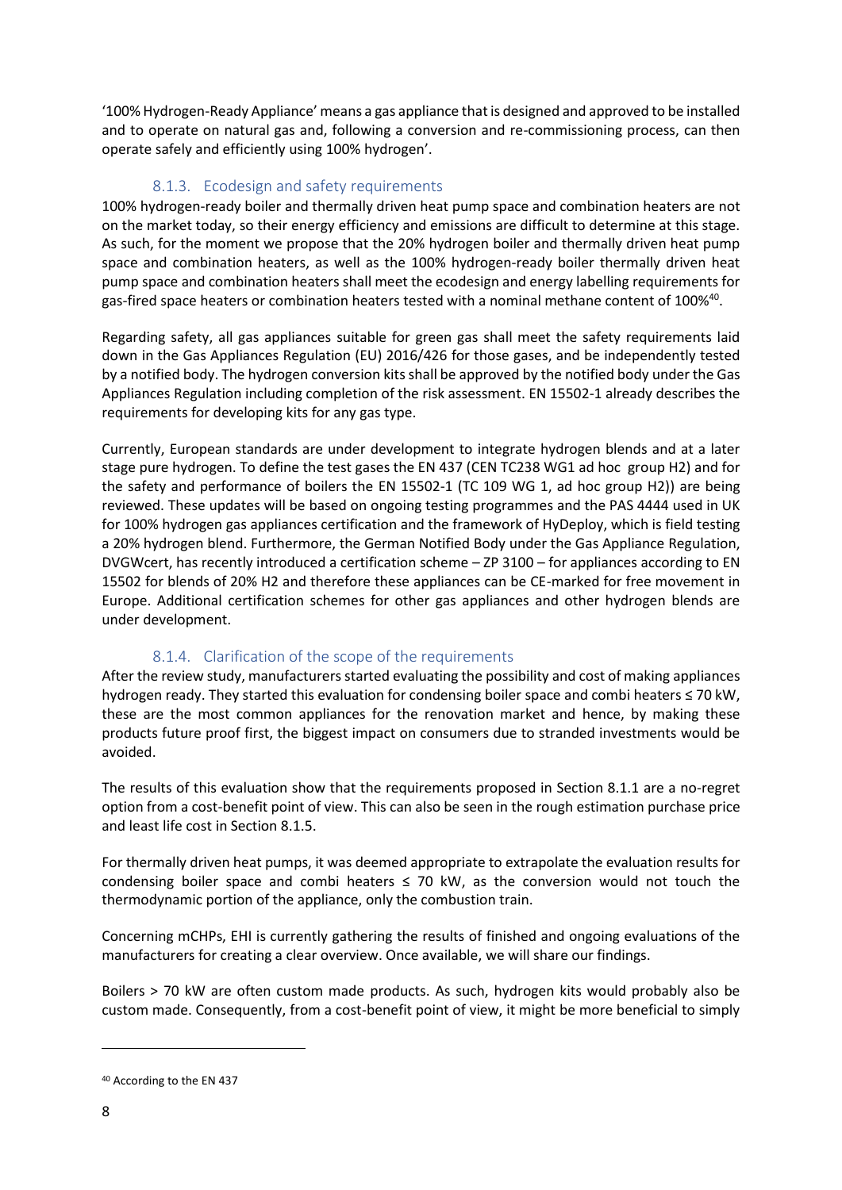'100% Hydrogen-Ready Appliance' means a gas appliance that is designed and approved to be installed and to operate on natural gas and, following a conversion and re-commissioning process, can then operate safely and efficiently using 100% hydrogen'.

### 8.1.3. Ecodesign and safety requirements

100% hydrogen-ready boiler and thermally driven heat pump space and combination heaters are not on the market today, so their energy efficiency and emissions are difficult to determine at this stage. As such, for the moment we propose that the 20% hydrogen boiler and thermally driven heat pump space and combination heaters, as well as the 100% hydrogen-ready boiler thermally driven heat pump space and combination heaters shall meet the ecodesign and energy labelling requirements for gas-fired space heaters or combination heaters tested with a nominal methane content of 100%[40].

Regarding safety, all gas appliances suitable for green gas shall meet the safety requirements laid down in the Gas Appliances Regulation (EU) 2016/426 for those gases, and be independently tested by a notified body. The hydrogen conversion kits shall be approved by the notified body under the Gas Appliances Regulation including completion of the risk assessment. EN 15502-1 already describes the requirements for developing kits for any gas type.

Currently, European standards are under development to integrate hydrogen blends and at a later stage pure hydrogen. To define the test gases the EN 437 (CEN TC238 WG1 ad hoc group H2) and for the safety and performance of boilers the EN 15502-1 (TC 109 WG 1, ad hoc group H2)) are being reviewed. These updates will be based on ongoing testing programmes and the PAS 4444 used in UK for 100% hydrogen gas appliances certification and the framework of HyDeploy, which is field testing a 20% hydrogen blend. Furthermore, the German Notified Body under the Gas Appliance Regulation, DVGWcert, has recently introduced a certification scheme – ZP 3100 – for appliances according to EN 15502 for blends of 20% H2 and therefore these appliances can be CE-marked for free movement in Europe. Additional certification schemes for other gas appliances and other hydrogen blends are under development.

### 8.1.4. Clarification of the scope of the requirements

After the review study, manufacturers started evaluating the possibility and cost of making appliances hydrogen ready. They started this evaluation for condensing boiler space and combi heaters ≤ 70 kW, these are the most common appliances for the renovation market and hence, by making these products future proof first, the biggest impact on consumers due to stranded investments would be avoided.

The results of this evaluation show that the requirements proposed in Section 8.1.1 are a no-regret option from a cost-benefit point of view. This can also be seen in the rough estimation purchase price and least life cost in Section 8.1.5.

For thermally driven heat pumps, it was deemed appropriate to extrapolate the evaluation results for condensing boiler space and combi heaters ≤ 70 kW, as the conversion would not touch the thermodynamic portion of the appliance, only the combustion train.

Concerning mCHPs, EHI is currently gathering the results of finished and ongoing evaluations of the manufacturers for creating a clear overview. Once available, we will share our findings.

Boilers > 70 kW are often custom made products. As such, hydrogen kits would probably also be custom made. Consequently, from a cost-benefit point of view, it might be more beneficial to simply

[40] According to the EN 437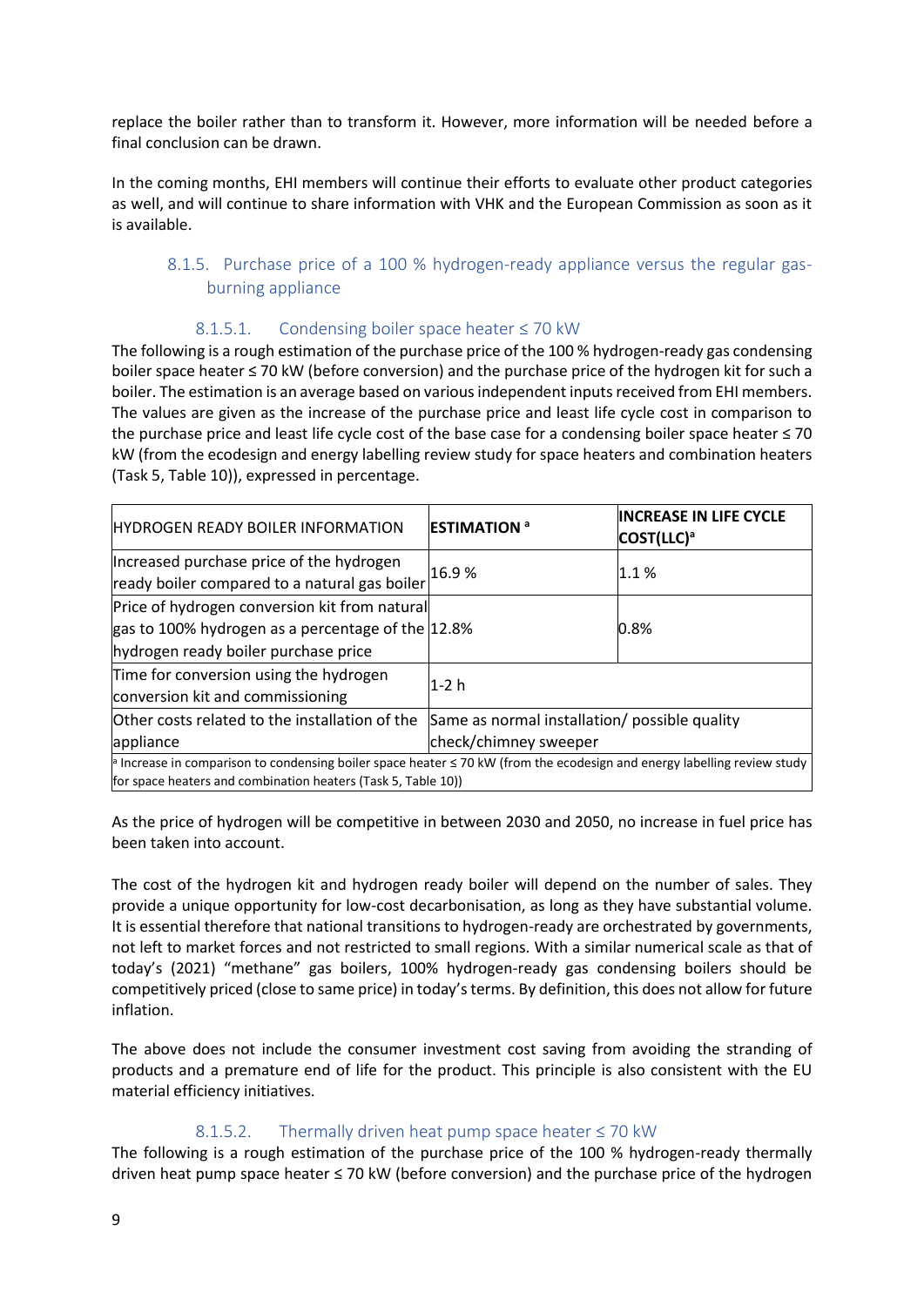replace the boiler rather than to transform it. However, more information will be needed before a final conclusion can be drawn.

In the coming months, EHI members will continue their efforts to evaluate other product categories as well, and will continue to share information with VHK and the European Commission as soon as it is available.

### 8.1.5. Purchase price of a 100 % hydrogen-ready appliance versus the regular gas-burning appliance

#### 8.1.5.1. Condensing boiler space heater ≤ 70 kW

The following is a rough estimation of the purchase price of the 100 % hydrogen-ready gas condensing boiler space heater ≤ 70 kW (before conversion) and the purchase price of the hydrogen kit for such a boiler. The estimation is an average based on various independent inputs received from EHI members. The values are given as the increase of the purchase price and least life cycle cost in comparison to the purchase price and least life cycle cost of the base case for a condensing boiler space heater ≤ 70 kW (from the ecodesign and energy labelling review study for space heaters and combination heaters (Task 5, Table 10)), expressed in percentage.

| HYDROGEN READY BOILER INFORMATION | **ESTIMATION** [a] | **INCREASE IN LIFE CYCLE COST(LLC)**[a] |
|---|---|---|
| Increased purchase price of the hydrogen ready boiler compared to a natural gas boiler | 16.9 % | 1.1 % |
| Price of hydrogen conversion kit from natural gas to 100% hydrogen as a percentage of the hydrogen ready boiler purchase price | 12.8% | 0.8% |
| Time for conversion using the hydrogen conversion kit and commissioning | 1-2 h | |
| Other costs related to the installation of the appliance | Same as normal installation/ possible quality check/chimney sweeper | |
| [a] Increase in comparison to condensing boiler space heater ≤ 70 kW (from the ecodesign and energy labelling review study for space heaters and combination heaters (Task 5, Table 10)) | | |

As the price of hydrogen will be competitive in between 2030 and 2050, no increase in fuel price has been taken into account.

The cost of the hydrogen kit and hydrogen ready boiler will depend on the number of sales. They provide a unique opportunity for low-cost decarbonisation, as long as they have substantial volume. It is essential therefore that national transitions to hydrogen-ready are orchestrated by governments, not left to market forces and not restricted to small regions. With a similar numerical scale as that of today's (2021) "methane" gas boilers, 100% hydrogen-ready gas condensing boilers should be competitively priced (close to same price) in today's terms. By definition, this does not allow for future inflation.

The above does not include the consumer investment cost saving from avoiding the stranding of products and a premature end of life for the product. This principle is also consistent with the EU material efficiency initiatives.

#### 8.1.5.2. Thermally driven heat pump space heater ≤ 70 kW

The following is a rough estimation of the purchase price of the 100 % hydrogen-ready thermally driven heat pump space heater ≤ 70 kW (before conversion) and the purchase price of the hydrogen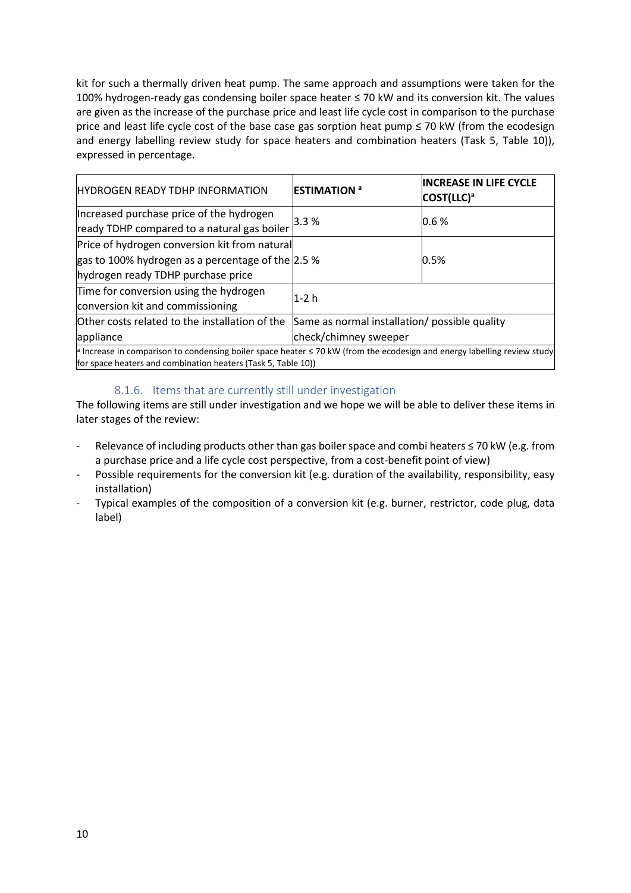kit for such a thermally driven heat pump. The same approach and assumptions were taken for the 100% hydrogen-ready gas condensing boiler space heater ≤ 70 kW and its conversion kit. The values are given as the increase of the purchase price and least life cycle cost in comparison to the purchase price and least life cycle cost of the base case gas sorption heat pump ≤ 70 kW (from the ecodesign and energy labelling review study for space heaters and combination heaters (Task 5, Table 10)), expressed in percentage.

| HYDROGEN READY TDHP INFORMATION | **ESTIMATION [a]** | **INCREASE IN LIFE CYCLE COST(LLC)[a]** |
|---|---|---|
| Increased purchase price of the hydrogen ready TDHP compared to a natural gas boiler | 3.3 % | 0.6 % |
| Price of hydrogen conversion kit from natural gas to 100% hydrogen as a percentage of the hydrogen ready TDHP purchase price | 2.5 % | 0.5% |
| Time for conversion using the hydrogen conversion kit and commissioning | 1-2 h | |
| Other costs related to the installation of the appliance | Same as normal installation/ possible quality check/chimney sweeper | |

[a] Increase in comparison to condensing boiler space heater ≤ 70 kW (from the ecodesign and energy labelling review study for space heaters and combination heaters (Task 5, Table 10))

### 8.1.6. Items that are currently still under investigation

The following items are still under investigation and we hope we will be able to deliver these items in later stages of the review:

- Relevance of including products other than gas boiler space and combi heaters ≤ 70 kW (e.g. from a purchase price and a life cycle cost perspective, from a cost-benefit point of view)
- Possible requirements for the conversion kit (e.g. duration of the availability, responsibility, easy installation)
- Typical examples of the composition of a conversion kit (e.g. burner, restrictor, code plug, data label)